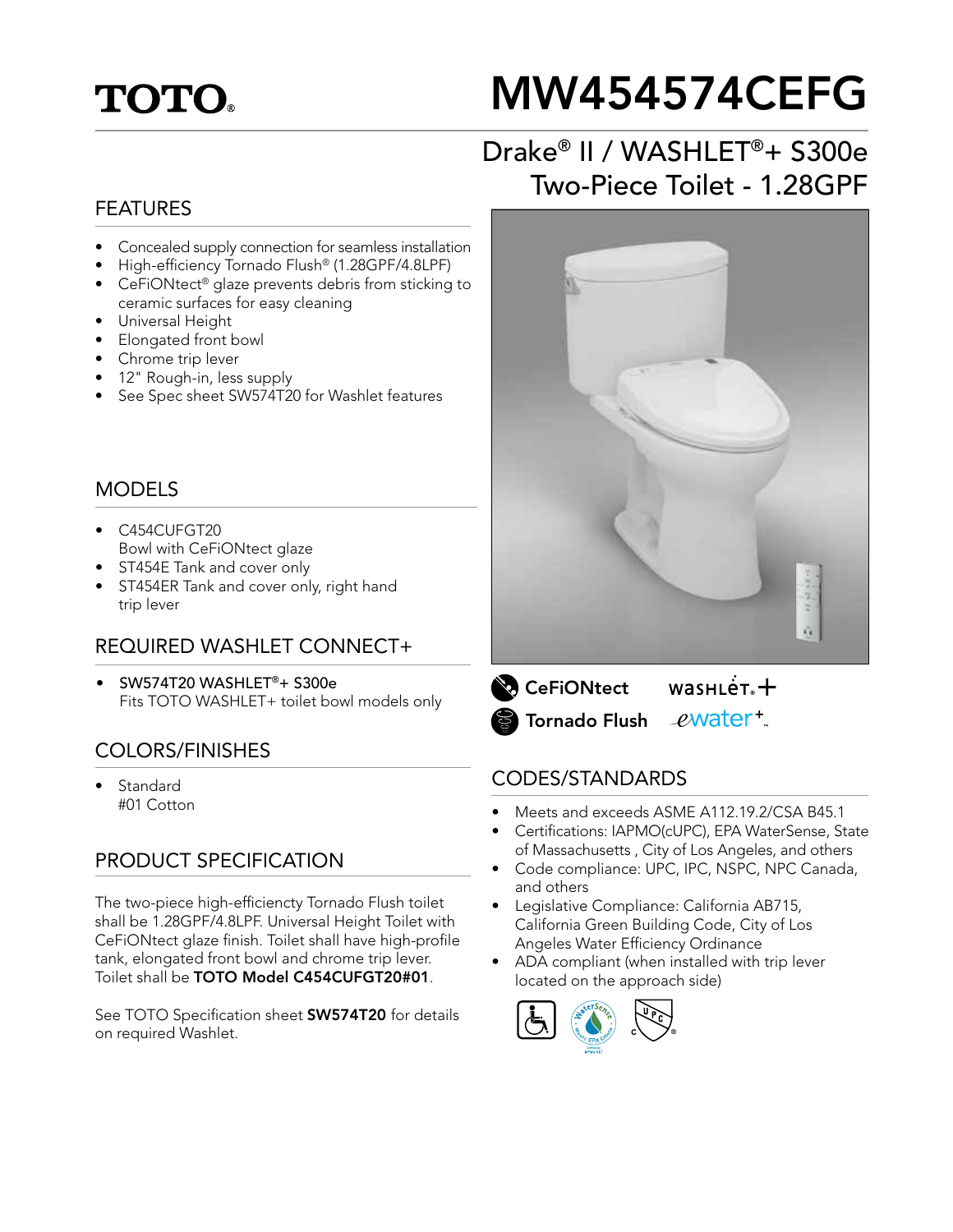# TOTO®

# MW454574CEFG

## Drake® II / WASHLET®+ S300e Two-Piece Toilet - 1.28GPF

## FEATURES

- Concealed supply connection for seamless installation
- High-efficiency Tornado Flush® (1.28GPF/4.8LPF)
- CeFiONtect® glaze prevents debris from sticking to ceramic surfaces for easy cleaning
- Universal Height
- Elongated front bowl
- Chrome trip lever
- 12" Rough-in, less supply
- See Spec sheet SW574T20 for Washlet features

## MODELS

- C454CUFGT20
  Bowl with CeFiONtect glaze
- ST454E Tank and cover only
- ST454ER Tank and cover only, right hand trip lever

## REQUIRED WASHLET CONNECT+

- SW574T20 WASHLET®+ S300e
  Fits TOTO WASHLET+ toilet bowl models only

## COLORS/FINISHES

- Standard
  #01 Cotton

## PRODUCT SPECIFICATION

The two-piece high-efficiencty Tornado Flush toilet shall be 1.28GPF/4.8LPF. Universal Height Toilet with CeFiONtect glaze finish. Toilet shall have high-profile tank, elongated front bowl and chrome trip lever. Toilet shall be **TOTO Model C454CUFGT20#01**.

See TOTO Specification sheet **SW574T20** for details on required Washlet.

CeFiONtect   WASHLET+
Tornado Flush   ewater+

## CODES/STANDARDS

- Meets and exceeds ASME A112.19.2/CSA B45.1
- Certifications: IAPMO(cUPC), EPA WaterSense, State of Massachusetts , City of Los Angeles, and others
- Code compliance: UPC, IPC, NSPC, NPC Canada, and others
- Legislative Compliance: California AB715, California Green Building Code, City of Los Angeles Water Efficiency Ordinance
- ADA compliant (when installed with trip lever located on the approach side)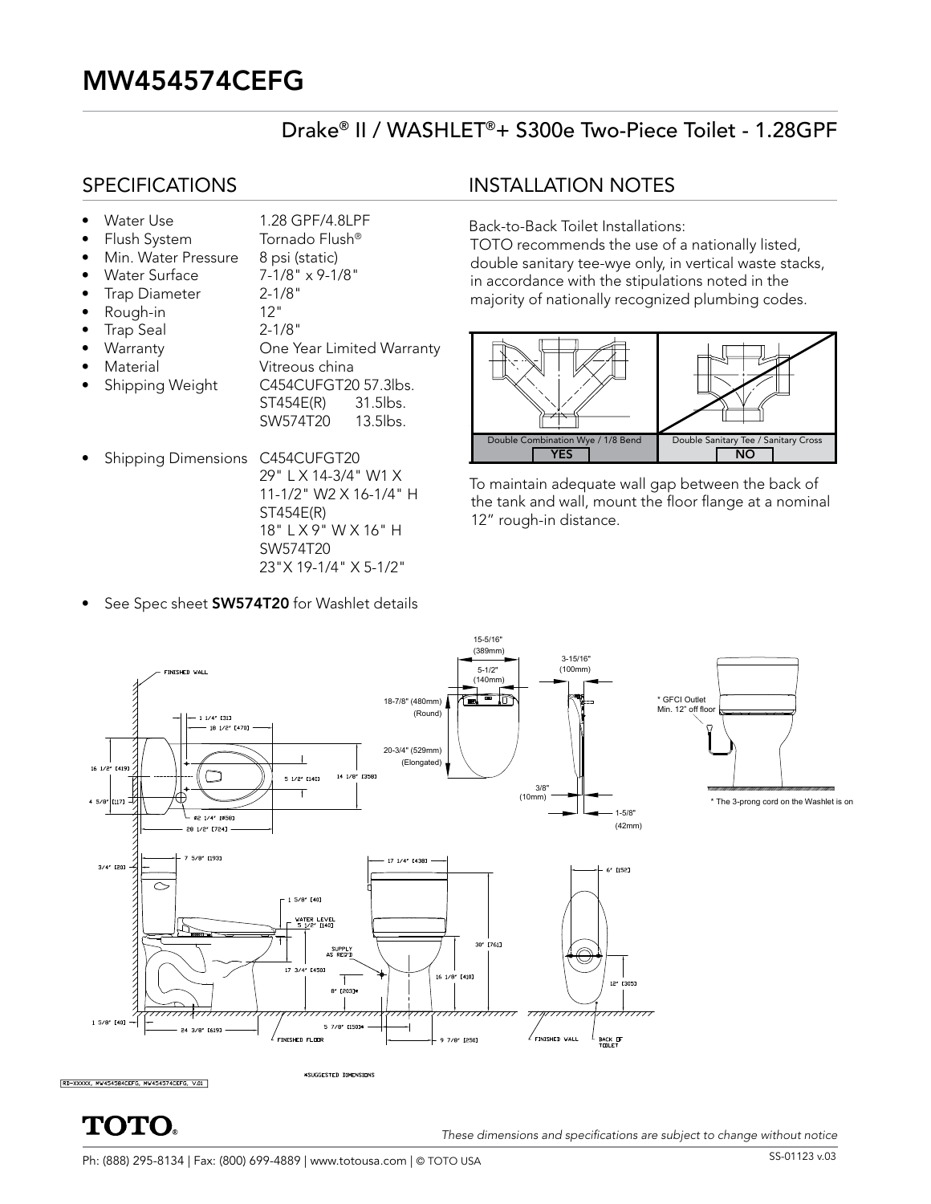# MW454574CEFG

## Drake® II / WASHLET®+ S300e Two-Piece Toilet - 1.28GPF

### SPECIFICATIONS

- Water Use 1.28 GPF/4.8LPF
- Flush System Tornado Flush®
- Min. Water Pressure 8 psi (static)
- Water Surface 7-1/8" x 9-1/8"
- Trap Diameter 2-1/8"
- Rough-in 12"
- Trap Seal 2-1/8"
- Warranty One Year Limited Warranty
- Material Vitreous china
- Shipping Weight C454CUFGT20 57.3lbs.
  ST454E(R) 31.5lbs.
  SW574T20 13.5lbs.
- Shipping Dimensions C454CUFGT20
  29" L X 14-3/4" W1 X 11-1/2" W2 X 16-1/4" H
  ST454E(R)
  18" L X 9" W X 16" H
  SW574T20
  23"X 19-1/4" X 5-1/2"
- See Spec sheet **SW574T20** for Washlet details

### INSTALLATION NOTES

Back-to-Back Toilet Installations:
TOTO recommends the use of a nationally listed, double sanitary tee-wye only, in vertical waste stacks, in accordance with the stipulations noted in the majority of nationally recognized plumbing codes.

| Double Combination Wye / 1/8 Bend | Double Sanitary Tee / Sanitary Cross |
|---|---|
| YES | NO |

To maintain adequate wall gap between the back of the tank and wall, mount the floor flange at a nominal 12" rough-in distance.

15-5/16" (389mm)
5-1/2" (140mm)
3-15/16" (100mm)
18-7/8" (480mm) (Round)
20-3/4" (529mm) (Elongated)
3/8" (10mm)
1-5/8" (42mm)
* GFCI Outlet Min. 12" off floor
* The 3-prong cord on the Washlet is on

FINISHED WALL
1 1/4" [31]
18 1/2" [470]
16 1/2" [419]
5 1/2" [140]
14 1/8" [358]
4 5/8" [117]
Ø2 1/4" [Ø58]
28 1/2" [724]
3/4" [20]
7 5/8" [193]
1 5/8" [40]
WATER LEVEL 5 1/2" [140]
17 3/4" [450]
SUPPLY AS REQ'D
8" [203]*
1 5/8" [40]
24 3/8" [619]
5 7/8" [150]*
FINISHED FLOOR
17 1/4" [438]
30" [761]
16 1/8" [410]
9 7/8" [250]
6" [152]
12" [305]
FINISHED WALL
BACK OF TOILET

*SUGGESTED DIMENSIONS

RI-XXXXX, MW454584CEFG, MW454574CEFG, V.01

TOTO®

*These dimensions and specifications are subject to change without notice*

Ph: (888) 295-8134 | Fax: (800) 699-4889 | www.totousa.com | © TOTO USA

SS-01123 v.03